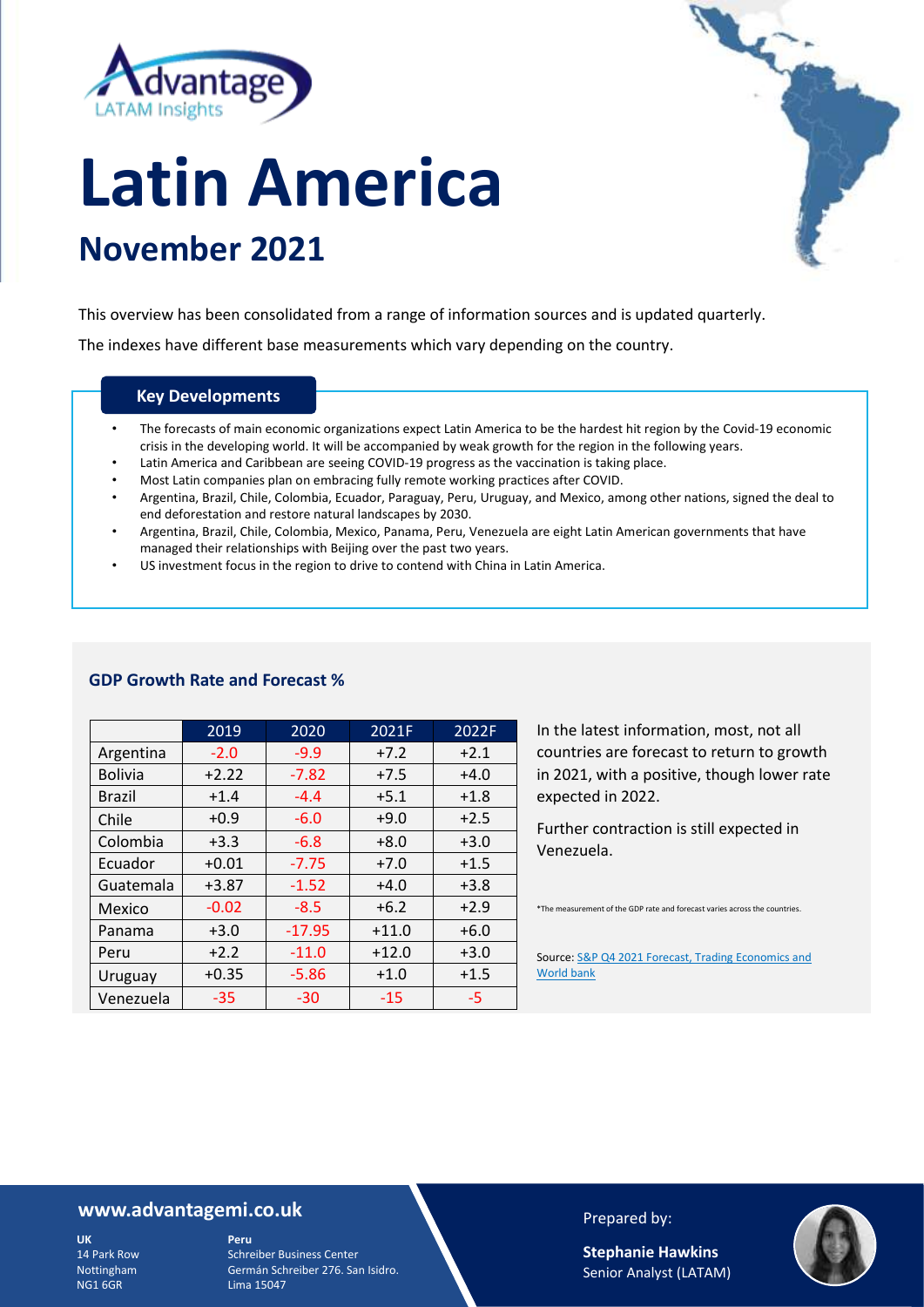Advantage LATAM Insights

# Latin America

## November 2021

This overview has been consolidated from a range of information sources and is updated quarterly.

The indexes have different base measurements which vary depending on the country.

### Key Developments

- The forecasts of main economic organizations expect Latin America to be the hardest hit region by the Covid-19 economic crisis in the developing world. It will be accompanied by weak growth for the region in the following years.
- Latin America and Caribbean are seeing COVID-19 progress as the vaccination is taking place.
- Most Latin companies plan on embracing fully remote working practices after COVID.
- Argentina, Brazil, Chile, Colombia, Ecuador, Paraguay, Peru, Uruguay, and Mexico, among other nations, signed the deal to end deforestation and restore natural landscapes by 2030.
- Argentina, Brazil, Chile, Colombia, Mexico, Panama, Peru, Venezuela are eight Latin American governments that have managed their relationships with Beijing over the past two years.
- US investment focus in the region to drive to contend with China in Latin America.

### GDP Growth Rate and Forecast %

| | 2019 | 2020 | 2021F | 2022F |
|---|---|---|---|---|
| Argentina | -2.0 | -9.9 | +7.2 | +2.1 |
| Bolivia | +2.22 | -7.82 | +7.5 | +4.0 |
| Brazil | +1.4 | -4.4 | +5.1 | +1.8 |
| Chile | +0.9 | -6.0 | +9.0 | +2.5 |
| Colombia | +3.3 | -6.8 | +8.0 | +3.0 |
| Ecuador | +0.01 | -7.75 | +7.0 | +1.5 |
| Guatemala | +3.87 | -1.52 | +4.0 | +3.8 |
| Mexico | -0.02 | -8.5 | +6.2 | +2.9 |
| Panama | +3.0 | -17.95 | +11.0 | +6.0 |
| Peru | +2.2 | -11.0 | +12.0 | +3.0 |
| Uruguay | +0.35 | -5.86 | +1.0 | +1.5 |
| Venezuela | -35 | -30 | -15 | -5 |

In the latest information, most, not all countries are forecast to return to growth in 2021, with a positive, though lower rate expected in 2022.

Further contraction is still expected in Venezuela.

*The measurement of the GDP rate and forecast varies across the countries.

Source: S&P Q4 2021 Forecast, Trading Economics and World bank

**www.advantagemi.co.uk**

**UK**
14 Park Row
Nottingham
NG1 6GR

**Peru**
Schreiber Business Center
Germán Schreiber 276. San Isidro.
Lima 15047

Prepared by:

**Stephanie Hawkins**
Senior Analyst (LATAM)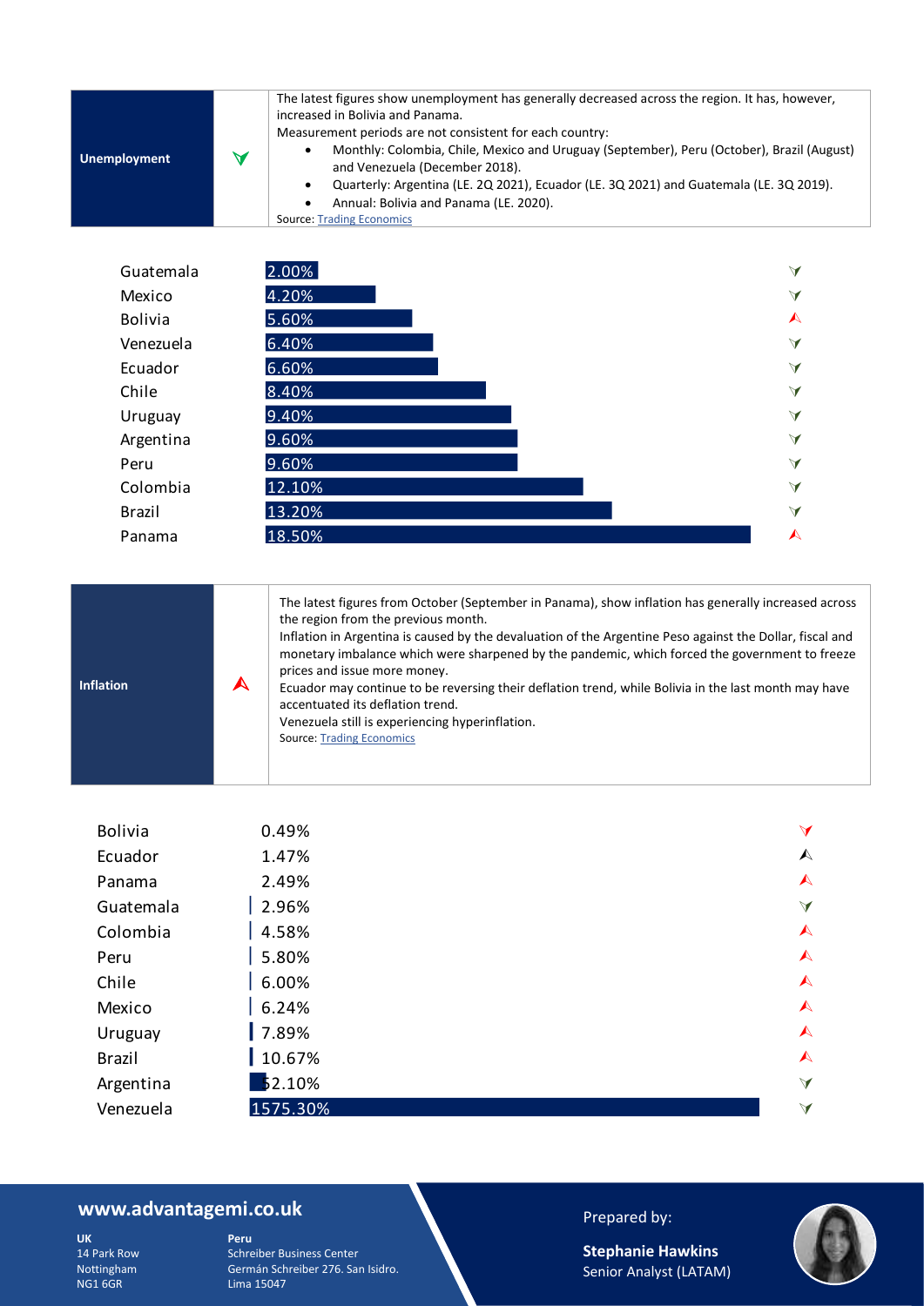| Unemployment | ▼ | The latest figures show unemployment has generally decreased across the region. It has, however, increased in Bolivia and Panama. Measurement periods are not consistent for each country: |
|---|---|---|

The latest figures show unemployment has generally decreased across the region. It has, however, increased in Bolivia and Panama.

Measurement periods are not consistent for each country:

- Monthly: Colombia, Chile, Mexico and Uruguay (September), Peru (October), Brazil (August) and Venezuela (December 2018).
- Quarterly: Argentina (LE. 2Q 2021), Ecuador (LE. 3Q 2021) and Guatemala (LE. 3Q 2019).
- Annual: Bolivia and Panama (LE. 2020).

Source: Trading Economics

| Country | Unemployment | Trend |
|---|---|---|
| Guatemala | 2.00% | ▼ |
| Mexico | 4.20% | ▼ |
| Bolivia | 5.60% | ▲ |
| Venezuela | 6.40% | ▼ |
| Ecuador | 6.60% | ▼ |
| Chile | 8.40% | ▼ |
| Uruguay | 9.40% | ▼ |
| Argentina | 9.60% | ▼ |
| Peru | 9.60% | ▼ |
| Colombia | 12.10% | ▼ |
| Brazil | 13.20% | ▼ |
| Panama | 18.50% | ▲ |

**Inflation** ▲

The latest figures from October (September in Panama), show inflation has generally increased across the region from the previous month.

Inflation in Argentina is caused by the devaluation of the Argentine Peso against the Dollar, fiscal and monetary imbalance which were sharpened by the pandemic, which forced the government to freeze prices and issue more money.

Ecuador may continue to be reversing their deflation trend, while Bolivia in the last month may have accentuated its deflation trend.

Venezuela still is experiencing hyperinflation.

Source: Trading Economics

| Country | Inflation | Trend |
|---|---|---|
| Bolivia | 0.49% | ▼ |
| Ecuador | 1.47% | ▲ |
| Panama | 2.49% | ▲ |
| Guatemala | 2.96% | ▼ |
| Colombia | 4.58% | ▲ |
| Peru | 5.80% | ▲ |
| Chile | 6.00% | ▲ |
| Mexico | 6.24% | ▲ |
| Uruguay | 7.89% | ▲ |
| Brazil | 10.67% | ▲ |
| Argentina | 52.10% | ▼ |
| Venezuela | 1575.30% | ▼ |

**www.advantagemi.co.uk**

**UK**
14 Park Row
Nottingham
NG1 6GR

**Peru**
Schreiber Business Center
Germán Schreiber 276. San Isidro.
Lima 15047

Prepared by:

**Stephanie Hawkins**
Senior Analyst (LATAM)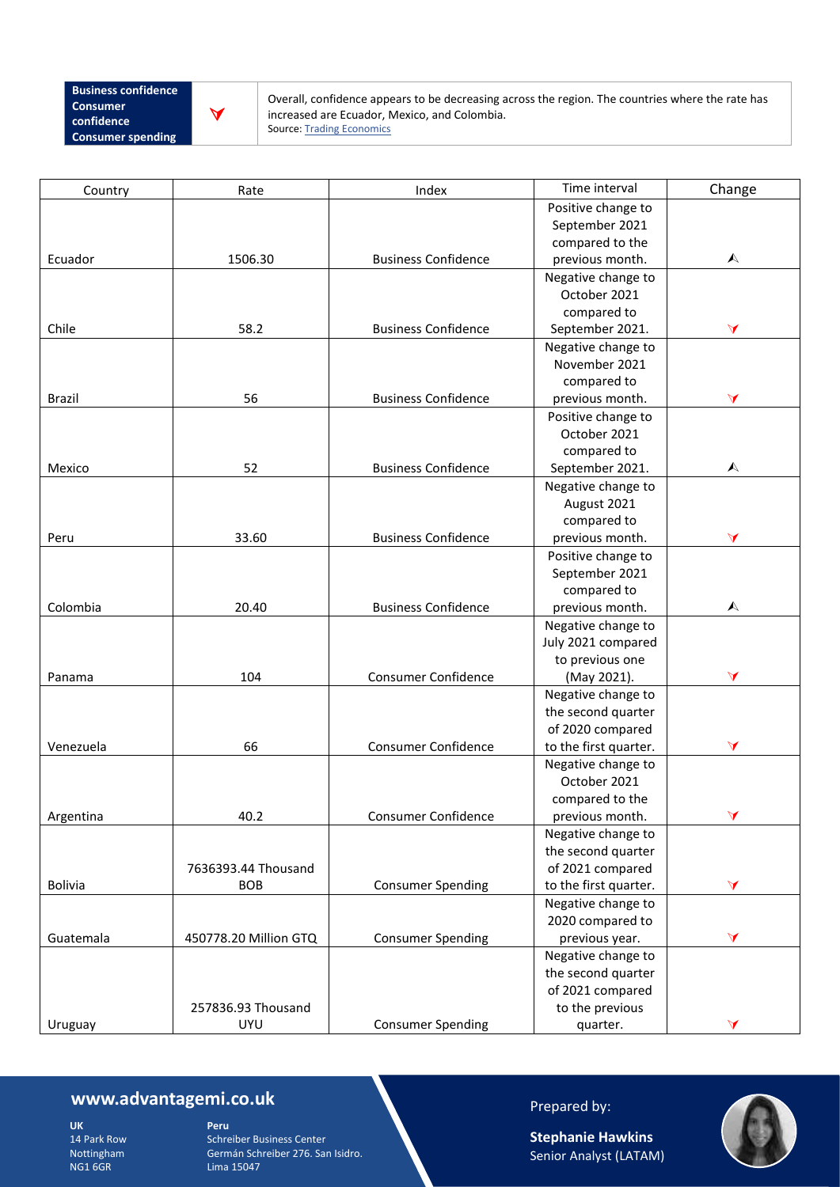| Business confidence<br>Consumer confidence<br>Consumer spending | ▼ | Overall, confidence appears to be decreasing across the region. The countries where the rate has increased are Ecuador, Mexico, and Colombia.<br>Source: Trading Economics |
|---|---|---|

| Country | Rate | Index | Time interval | Change |
|---|---|---|---|---|
| Ecuador | 1506.30 | Business Confidence | Positive change to September 2021 compared to the previous month. | ▲ |
| Chile | 58.2 | Business Confidence | Negative change to October 2021 compared to September 2021. | ▼ |
| Brazil | 56 | Business Confidence | Negative change to November 2021 compared to previous month. | ▼ |
| Mexico | 52 | Business Confidence | Positive change to October 2021 compared to September 2021. | ▲ |
| Peru | 33.60 | Business Confidence | Negative change to August 2021 compared to previous month. | ▼ |
| Colombia | 20.40 | Business Confidence | Positive change to September 2021 compared to previous month. | ▲ |
| Panama | 104 | Consumer Confidence | Negative change to July 2021 compared to previous one (May 2021). | ▼ |
| Venezuela | 66 | Consumer Confidence | Negative change to the second quarter of 2020 compared to the first quarter. | ▼ |
| Argentina | 40.2 | Consumer Confidence | Negative change to October 2021 compared to the previous month. | ▼ |
| Bolivia | 7636393.44 Thousand BOB | Consumer Spending | Negative change to the second quarter of 2021 compared to the first quarter. | ▼ |
| Guatemala | 450778.20 Million GTQ | Consumer Spending | Negative change to 2020 compared to previous year. | ▼ |
| Uruguay | 257836.93 Thousand UYU | Consumer Spending | Negative change to the second quarter of 2021 compared to the previous quarter. | ▼ |

**www.advantagemi.co.uk**

**UK**
14 Park Row
Nottingham
NG1 6GR

**Peru**
Schreiber Business Center
Germán Schreiber 276. San Isidro.
Lima 15047

Prepared by:

**Stephanie Hawkins**
Senior Analyst (LATAM)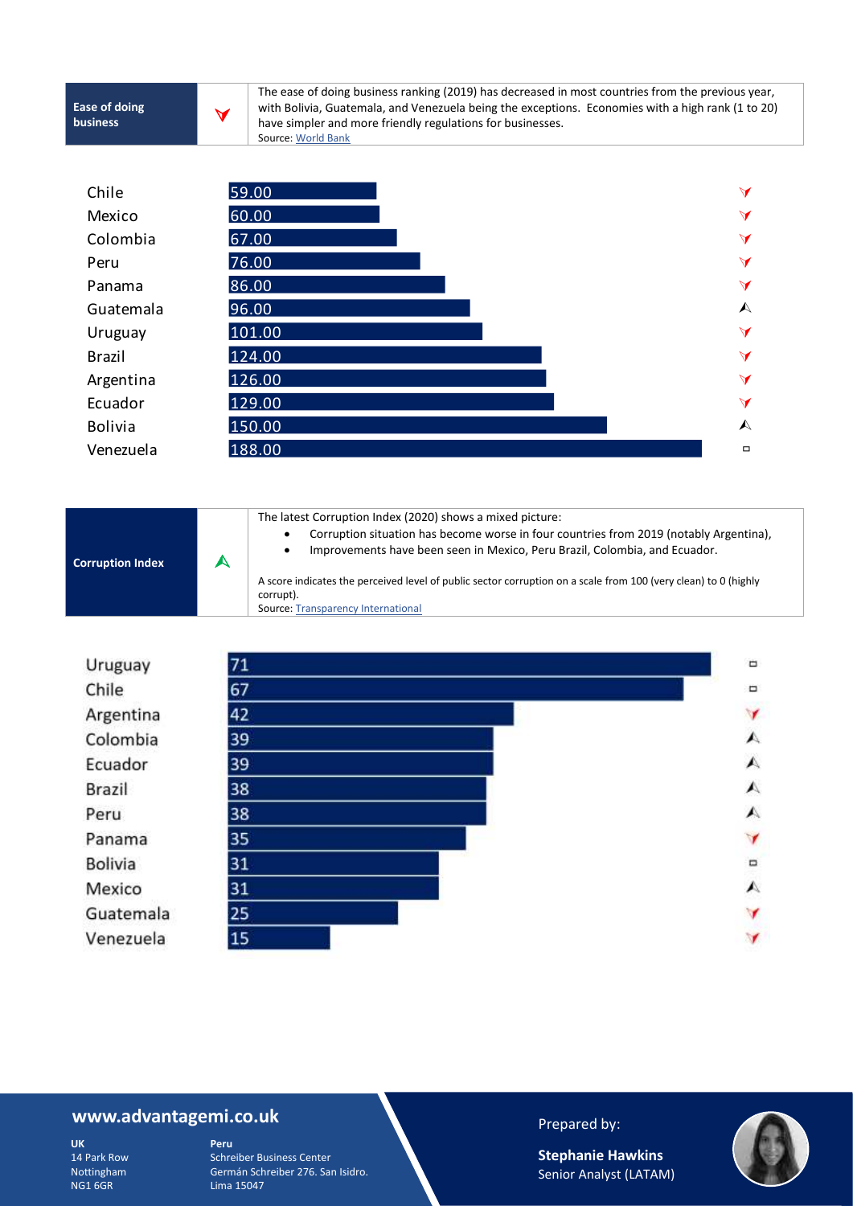| Ease of doing business | ▼ | The ease of doing business ranking (2019) has decreased in most countries from the previous year, with Bolivia, Guatemala, and Venezuela being the exceptions. Economies with a high rank (1 to 20) have simpler and more friendly regulations for businesses. Source: World Bank |
|---|---|---|

| Country | Rank | Trend |
|---|---|---|
| Chile | 59.00 | ▼ |
| Mexico | 60.00 | ▼ |
| Colombia | 67.00 | ▼ |
| Peru | 76.00 | ▼ |
| Panama | 86.00 | ▼ |
| Guatemala | 96.00 | ▲ |
| Uruguay | 101.00 | ▼ |
| Brazil | 124.00 | ▼ |
| Argentina | 126.00 | ▼ |
| Ecuador | 129.00 | ▼ |
| Bolivia | 150.00 | ▲ |
| Venezuela | 188.00 | ▭ |

| Corruption Index | ▲ | The latest Corruption Index (2020) shows a mixed picture: <br>• Corruption situation has become worse in four countries from 2019 (notably Argentina), <br>• Improvements have been seen in Mexico, Peru Brazil, Colombia, and Ecuador. <br><br>A score indicates the perceived level of public sector corruption on a scale from 100 (very clean) to 0 (highly corrupt). Source: Transparency International |
|---|---|---|

| Country | Score | Trend |
|---|---|---|
| Uruguay | 71 | ▭ |
| Chile | 67 | ▭ |
| Argentina | 42 | ▼ |
| Colombia | 39 | ▲ |
| Ecuador | 39 | ▲ |
| Brazil | 38 | ▲ |
| Peru | 38 | ▲ |
| Panama | 35 | ▼ |
| Bolivia | 31 | ▭ |
| Mexico | 31 | ▲ |
| Guatemala | 25 | ▼ |
| Venezuela | 15 | ▼ |

**www.advantagemi.co.uk**

**UK**
14 Park Row
Nottingham
NG1 6GR

**Peru**
Schreiber Business Center
Germán Schreiber 276. San Isidro.
Lima 15047

Prepared by:

**Stephanie Hawkins**
Senior Analyst (LATAM)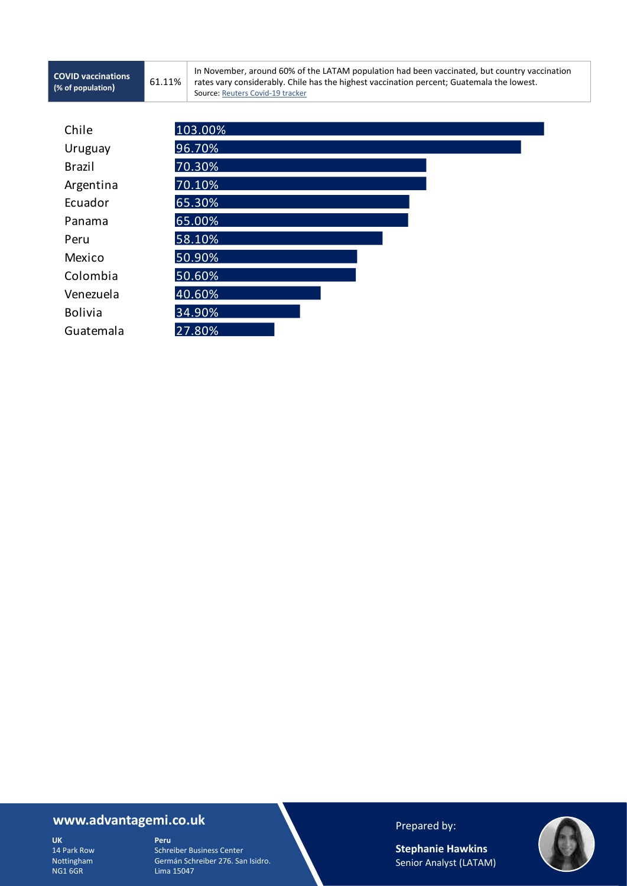| COVID vaccinations (% of population) | 61.11% | In November, around 60% of the LATAM population had been vaccinated, but country vaccination rates vary considerably. Chile has the highest vaccination percent; Guatemala the lowest. Source: [Reuters Covid-19 tracker] |
|---|---|---|

| Country | Vaccination (% of population) |
|---|---|
| Chile | 103.00% |
| Uruguay | 96.70% |
| Brazil | 70.30% |
| Argentina | 70.10% |
| Ecuador | 65.30% |
| Panama | 65.00% |
| Peru | 58.10% |
| Mexico | 50.90% |
| Colombia | 50.60% |
| Venezuela | 40.60% |
| Bolivia | 34.90% |
| Guatemala | 27.80% |

**www.advantagemi.co.uk**

**UK**
14 Park Row
Nottingham
NG1 6GR

**Peru**
Schreiber Business Center
Germán Schreiber 276. San Isidro.
Lima 15047

Prepared by:

**Stephanie Hawkins**
Senior Analyst (LATAM)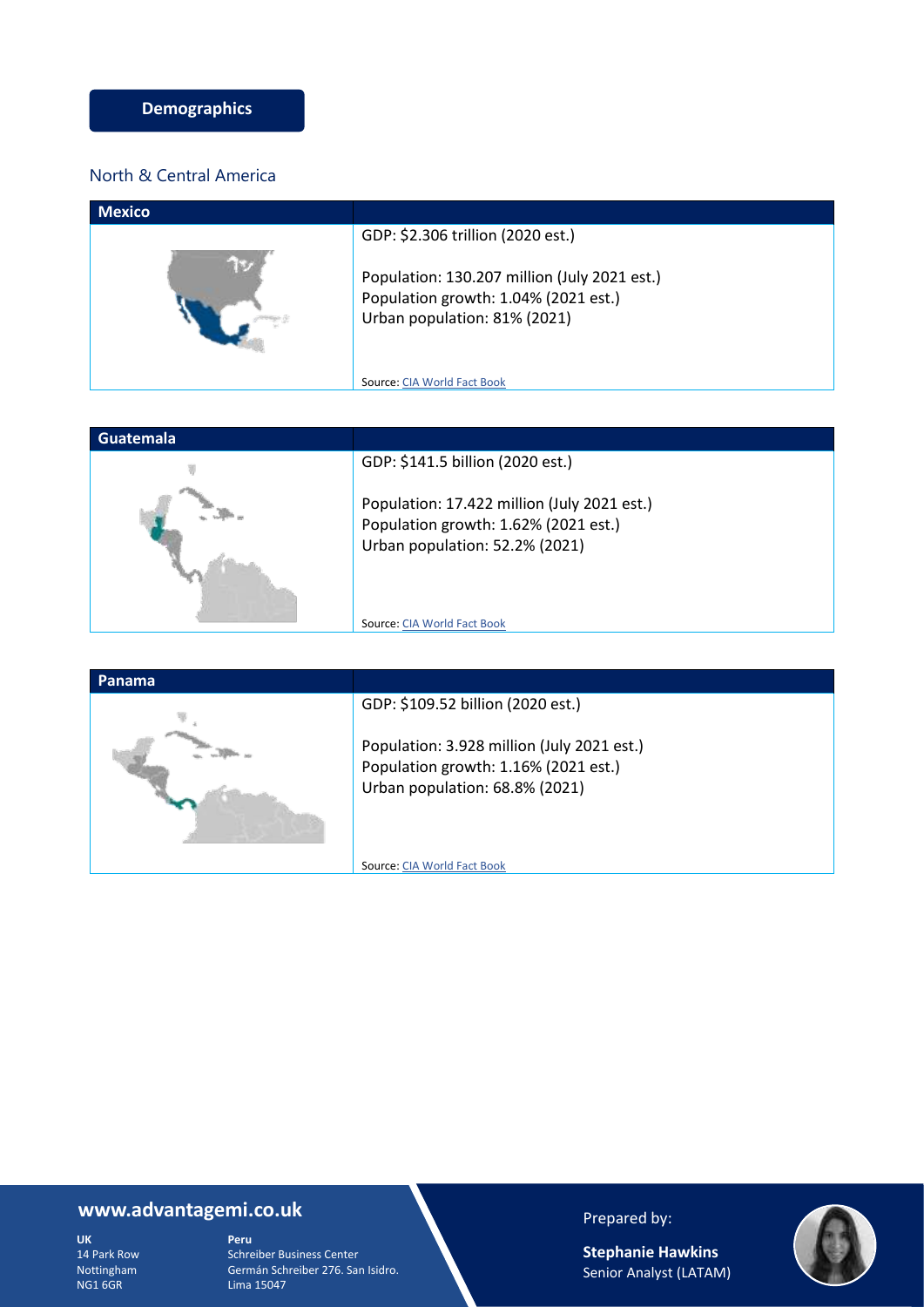## Demographics

### North & Central America

| Mexico | |
|---|---|
| | GDP: $2.306 trillion (2020 est.)<br><br>Population: 130.207 million (July 2021 est.)<br>Population growth: 1.04% (2021 est.)<br>Urban population: 81% (2021)<br><br>Source: CIA World Fact Book |

| Guatemala | |
|---|---|
| | GDP: $141.5 billion (2020 est.)<br><br>Population: 17.422 million (July 2021 est.)<br>Population growth: 1.62% (2021 est.)<br>Urban population: 52.2% (2021)<br><br>Source: CIA World Fact Book |

| Panama | |
|---|---|
| | GDP: $109.52 billion (2020 est.)<br><br>Population: 3.928 million (July 2021 est.)<br>Population growth: 1.16% (2021 est.)<br>Urban population: 68.8% (2021)<br><br>Source: CIA World Fact Book |

**www.advantagemi.co.uk**

**UK**
14 Park Row
Nottingham
NG1 6GR

**Peru**
Schreiber Business Center
Germán Schreiber 276. San Isidro.
Lima 15047

Prepared by:

**Stephanie Hawkins**
Senior Analyst (LATAM)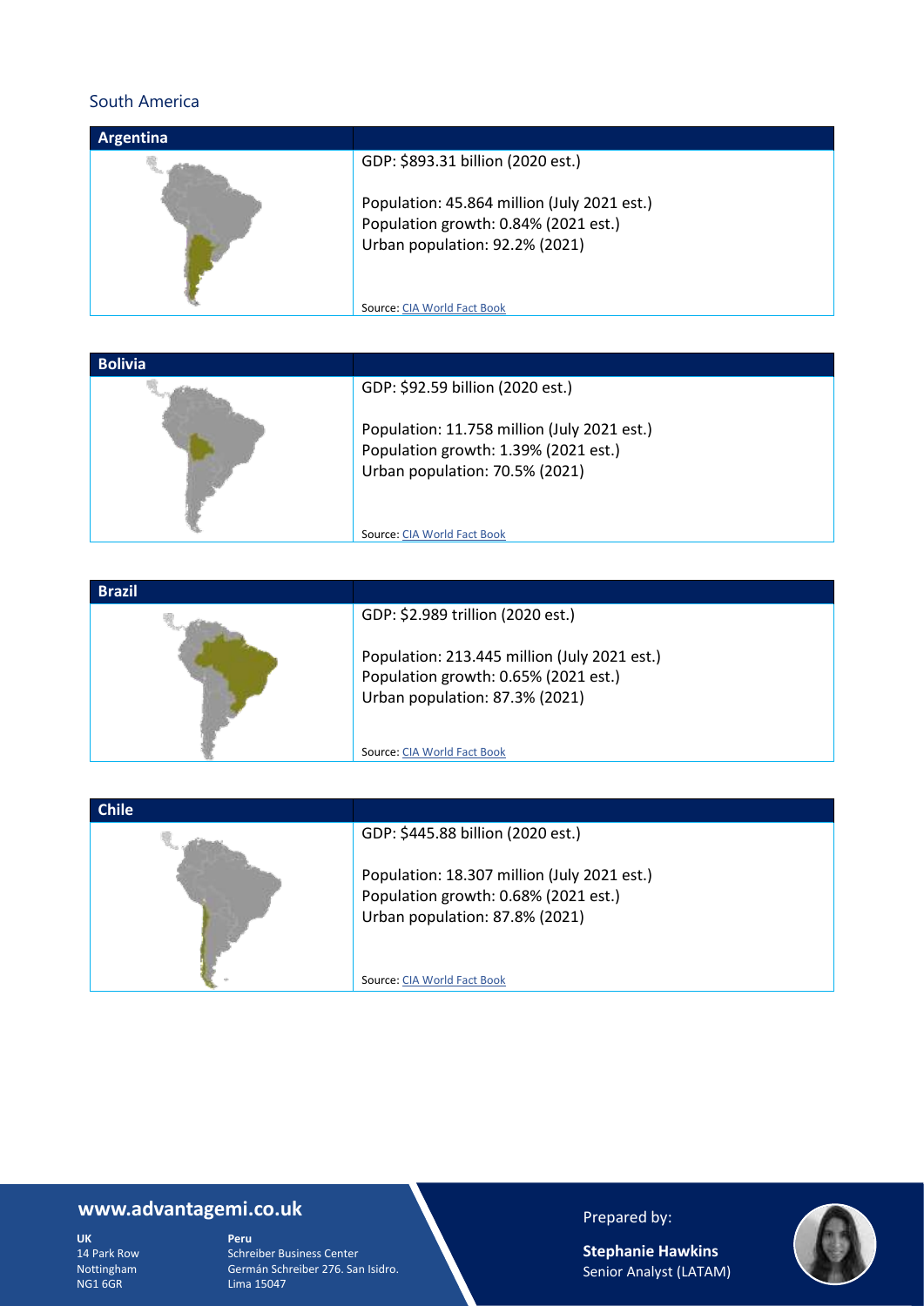## South America

| Argentina | |
|---|---|
| | GDP: $893.31 billion (2020 est.)<br><br>Population: 45.864 million (July 2021 est.)<br>Population growth: 0.84% (2021 est.)<br>Urban population: 92.2% (2021)<br><br>Source: CIA World Fact Book |

| Bolivia | |
|---|---|
| | GDP: $92.59 billion (2020 est.)<br><br>Population: 11.758 million (July 2021 est.)<br>Population growth: 1.39% (2021 est.)<br>Urban population: 70.5% (2021)<br><br>Source: CIA World Fact Book |

| Brazil | |
|---|---|
| | GDP: $2.989 trillion (2020 est.)<br><br>Population: 213.445 million (July 2021 est.)<br>Population growth: 0.65% (2021 est.)<br>Urban population: 87.3% (2021)<br><br>Source: CIA World Fact Book |

| Chile | |
|---|---|
| | GDP: $445.88 billion (2020 est.)<br><br>Population: 18.307 million (July 2021 est.)<br>Population growth: 0.68% (2021 est.)<br>Urban population: 87.8% (2021)<br><br>Source: CIA World Fact Book |

**www.advantagemi.co.uk**

**UK**
14 Park Row
Nottingham
NG1 6GR

**Peru**
Schreiber Business Center
Germán Schreiber 276. San Isidro.
Lima 15047

Prepared by:

**Stephanie Hawkins**
Senior Analyst (LATAM)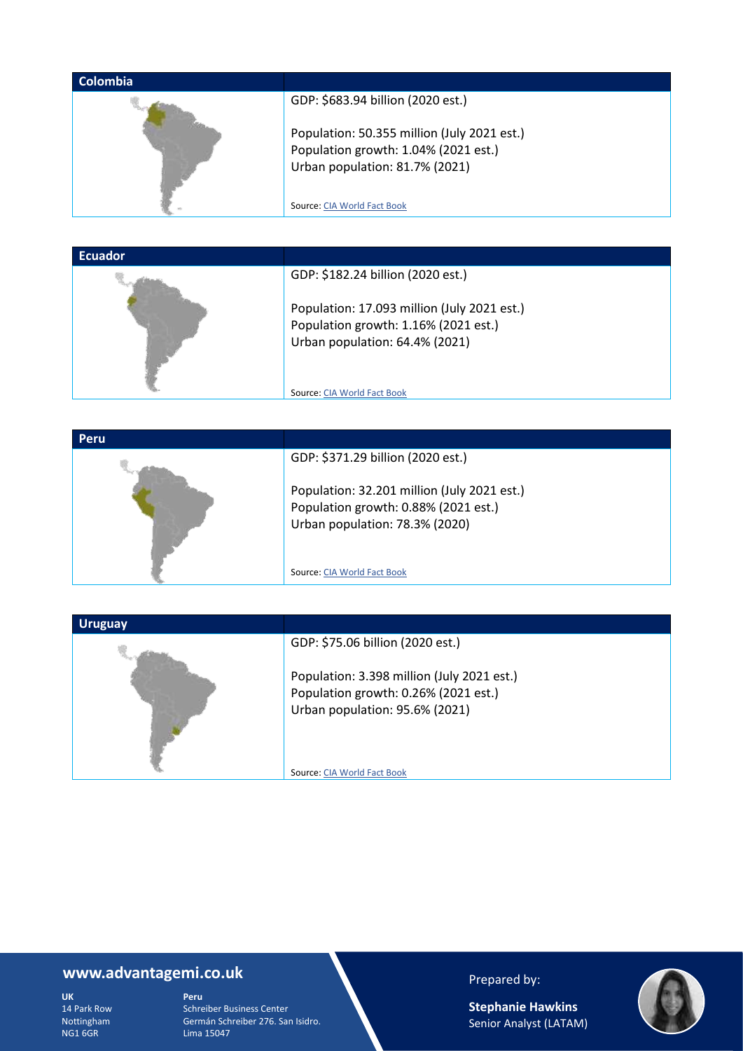## Colombia

GDP: $683.94 billion (2020 est.)

Population: 50.355 million (July 2021 est.)
Population growth: 1.04% (2021 est.)
Urban population: 81.7% (2021)

Source: CIA World Fact Book

## Ecuador

GDP: $182.24 billion (2020 est.)

Population: 17.093 million (July 2021 est.)
Population growth: 1.16% (2021 est.)
Urban population: 64.4% (2021)

Source: CIA World Fact Book

## Peru

GDP: $371.29 billion (2020 est.)

Population: 32.201 million (July 2021 est.)
Population growth: 0.88% (2021 est.)
Urban population: 78.3% (2020)

Source: CIA World Fact Book

## Uruguay

GDP: $75.06 billion (2020 est.)

Population: 3.398 million (July 2021 est.)
Population growth: 0.26% (2021 est.)
Urban population: 95.6% (2021)

Source: CIA World Fact Book

**www.advantagemi.co.uk**

**UK**
14 Park Row
Nottingham
NG1 6GR

**Peru**
Schreiber Business Center
Germán Schreiber 276. San Isidro.
Lima 15047

Prepared by:

**Stephanie Hawkins**
Senior Analyst (LATAM)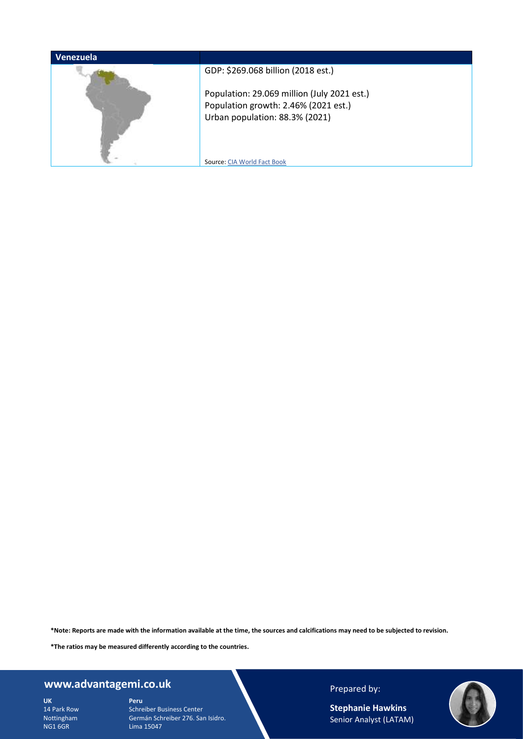| Venezuela | |
|---|---|
| | GDP: $269.068 billion (2018 est.)<br><br>Population: 29.069 million (July 2021 est.)<br>Population growth: 2.46% (2021 est.)<br>Urban population: 88.3% (2021)<br><br>Source: [CIA World Fact Book]() |

**\*Note: Reports are made with the information available at the time, the sources and calcifications may need to be subjected to revision.**

**\*The ratios may be measured differently according to the countries.**

## www.advantagemi.co.uk

**UK**
14 Park Row
Nottingham
NG1 6GR

**Peru**
Schreiber Business Center
Germán Schreiber 276. San Isidro.
Lima 15047

Prepared by:

**Stephanie Hawkins**
Senior Analyst (LATAM)